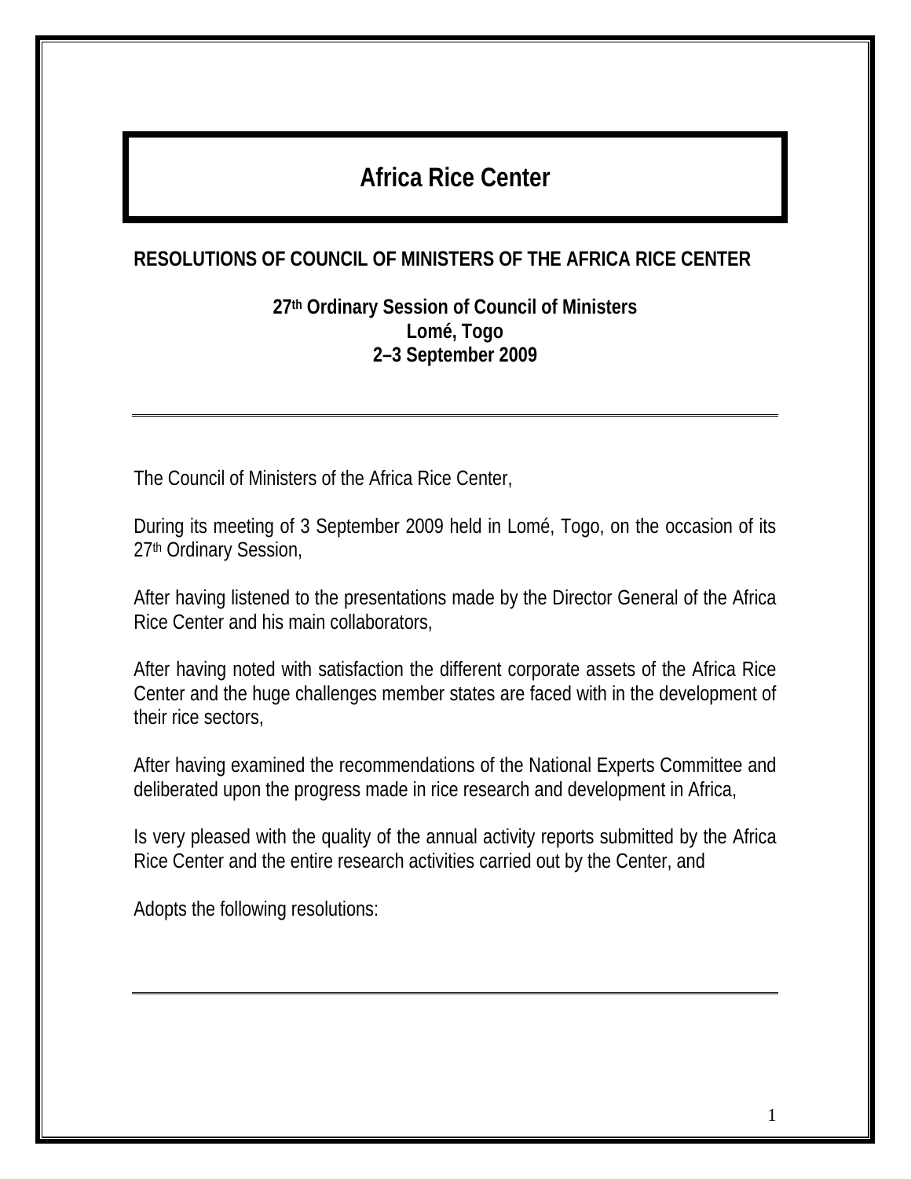# Africa Rice Center

## RESOLUTIONS OF COUNCIL OF MINISTERS OF THE AFRICA RICE CENTER

**27th Ordinary Session of Council of Ministers**
**Lomé, Togo**
**2–3 September 2009**

---

The Council of Ministers of the Africa Rice Center,

During its meeting of 3 September 2009 held in Lomé, Togo, on the occasion of its 27th Ordinary Session,

After having listened to the presentations made by the Director General of the Africa Rice Center and his main collaborators,

After having noted with satisfaction the different corporate assets of the Africa Rice Center and the huge challenges member states are faced with in the development of their rice sectors,

After having examined the recommendations of the National Experts Committee and deliberated upon the progress made in rice research and development in Africa,

Is very pleased with the quality of the annual activity reports submitted by the Africa Rice Center and the entire research activities carried out by the Center, and

Adopts the following resolutions:

---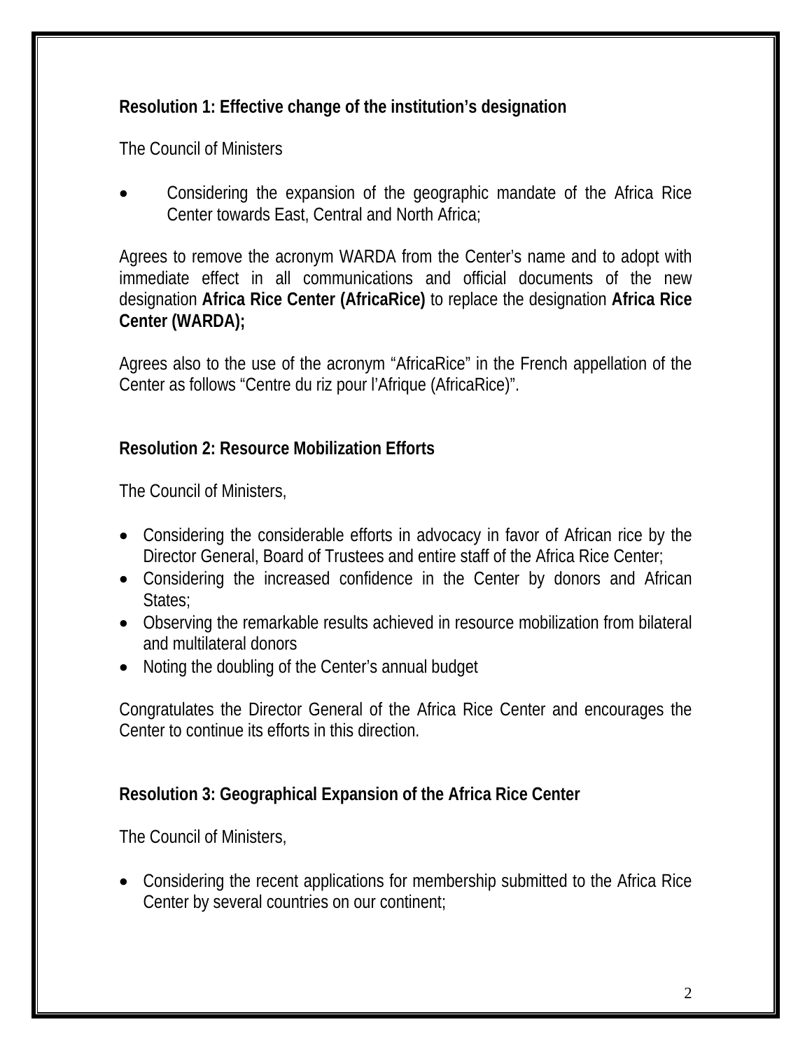**Resolution 1: Effective change of the institution's designation**

The Council of Ministers

- Considering the expansion of the geographic mandate of the Africa Rice Center towards East, Central and North Africa;

Agrees to remove the acronym WARDA from the Center's name and to adopt with immediate effect in all communications and official documents of the new designation **Africa Rice Center (AfricaRice)** to replace the designation **Africa Rice Center (WARDA);**

Agrees also to the use of the acronym "AfricaRice" in the French appellation of the Center as follows "Centre du riz pour l'Afrique (AfricaRice)".

**Resolution 2: Resource Mobilization Efforts**

The Council of Ministers,

- Considering the considerable efforts in advocacy in favor of African rice by the Director General, Board of Trustees and entire staff of the Africa Rice Center;
- Considering the increased confidence in the Center by donors and African States;
- Observing the remarkable results achieved in resource mobilization from bilateral and multilateral donors
- Noting the doubling of the Center's annual budget

Congratulates the Director General of the Africa Rice Center and encourages the Center to continue its efforts in this direction.

**Resolution 3: Geographical Expansion of the Africa Rice Center**

The Council of Ministers,

- Considering the recent applications for membership submitted to the Africa Rice Center by several countries on our continent;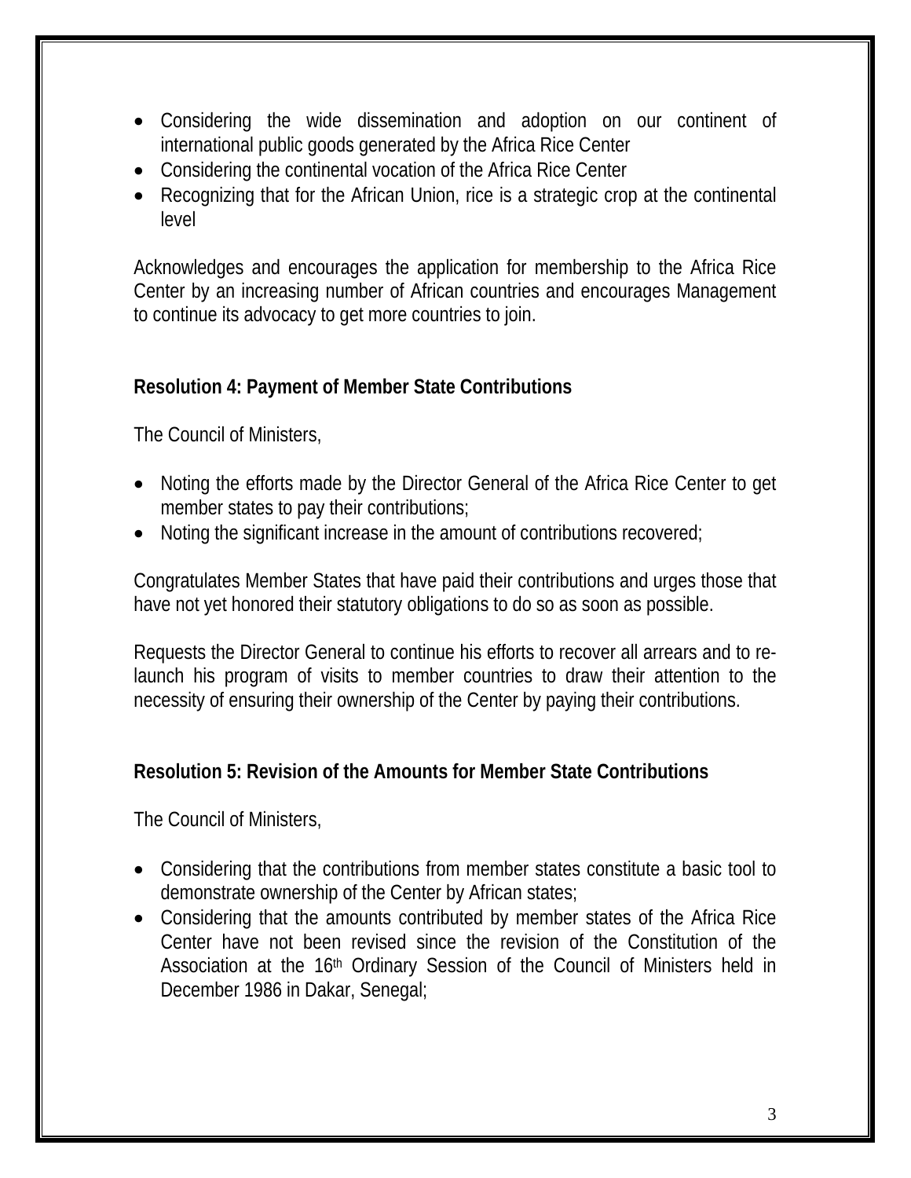- Considering the wide dissemination and adoption on our continent of international public goods generated by the Africa Rice Center
- Considering the continental vocation of the Africa Rice Center
- Recognizing that for the African Union, rice is a strategic crop at the continental level

Acknowledges and encourages the application for membership to the Africa Rice Center by an increasing number of African countries and encourages Management to continue its advocacy to get more countries to join.

**Resolution 4: Payment of Member State Contributions**

The Council of Ministers,

- Noting the efforts made by the Director General of the Africa Rice Center to get member states to pay their contributions;
- Noting the significant increase in the amount of contributions recovered;

Congratulates Member States that have paid their contributions and urges those that have not yet honored their statutory obligations to do so as soon as possible.

Requests the Director General to continue his efforts to recover all arrears and to re-launch his program of visits to member countries to draw their attention to the necessity of ensuring their ownership of the Center by paying their contributions.

**Resolution 5: Revision of the Amounts for Member State Contributions**

The Council of Ministers,

- Considering that the contributions from member states constitute a basic tool to demonstrate ownership of the Center by African states;
- Considering that the amounts contributed by member states of the Africa Rice Center have not been revised since the revision of the Constitution of the Association at the 16th Ordinary Session of the Council of Ministers held in December 1986 in Dakar, Senegal;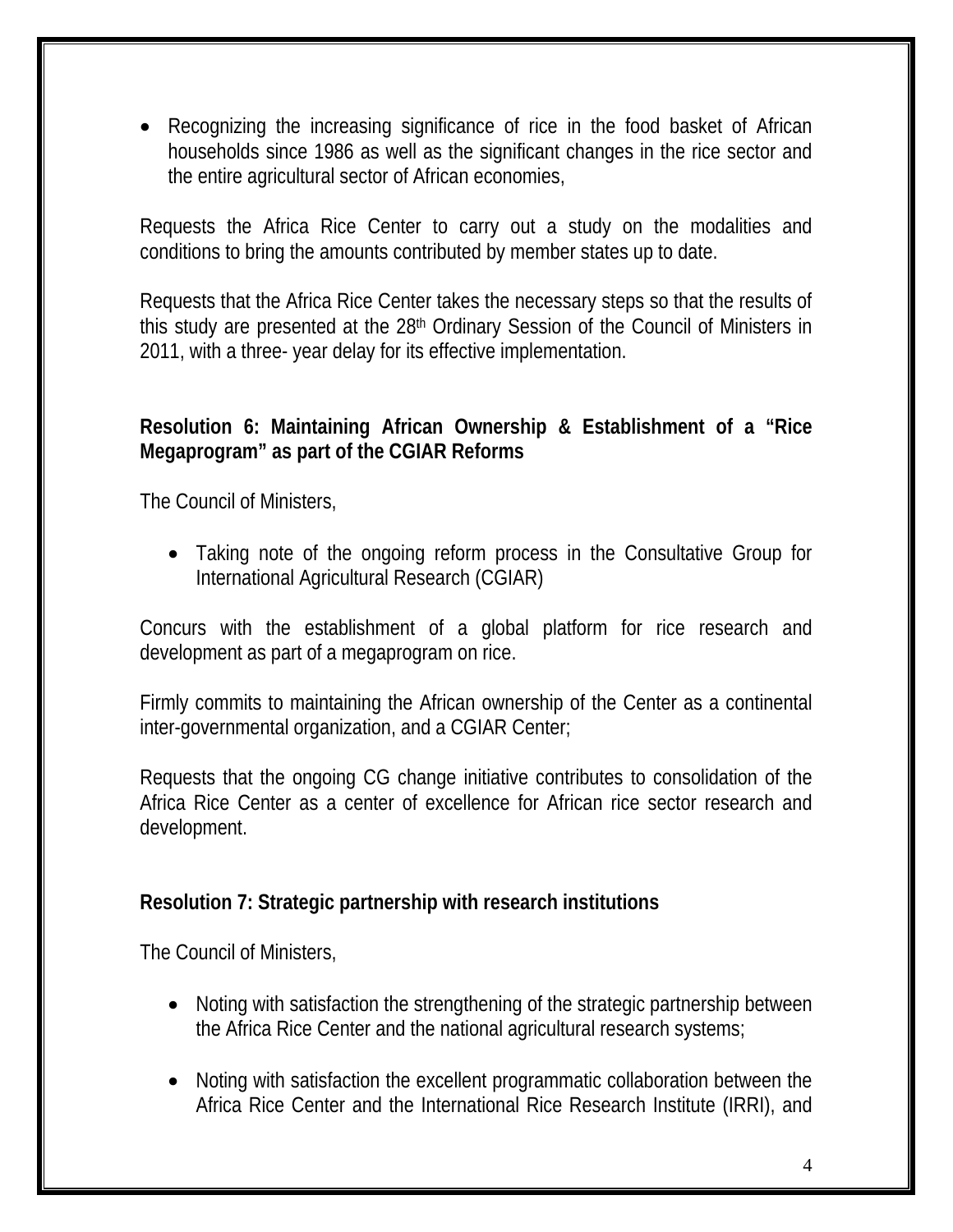- Recognizing the increasing significance of rice in the food basket of African households since 1986 as well as the significant changes in the rice sector and the entire agricultural sector of African economies,

Requests the Africa Rice Center to carry out a study on the modalities and conditions to bring the amounts contributed by member states up to date.

Requests that the Africa Rice Center takes the necessary steps so that the results of this study are presented at the 28th Ordinary Session of the Council of Ministers in 2011, with a three- year delay for its effective implementation.

**Resolution 6: Maintaining African Ownership & Establishment of a "Rice Megaprogram" as part of the CGIAR Reforms**

The Council of Ministers,

- Taking note of the ongoing reform process in the Consultative Group for International Agricultural Research (CGIAR)

Concurs with the establishment of a global platform for rice research and development as part of a megaprogram on rice.

Firmly commits to maintaining the African ownership of the Center as a continental inter-governmental organization, and a CGIAR Center;

Requests that the ongoing CG change initiative contributes to consolidation of the Africa Rice Center as a center of excellence for African rice sector research and development.

**Resolution 7: Strategic partnership with research institutions**

The Council of Ministers,

- Noting with satisfaction the strengthening of the strategic partnership between the Africa Rice Center and the national agricultural research systems;

- Noting with satisfaction the excellent programmatic collaboration between the Africa Rice Center and the International Rice Research Institute (IRRI), and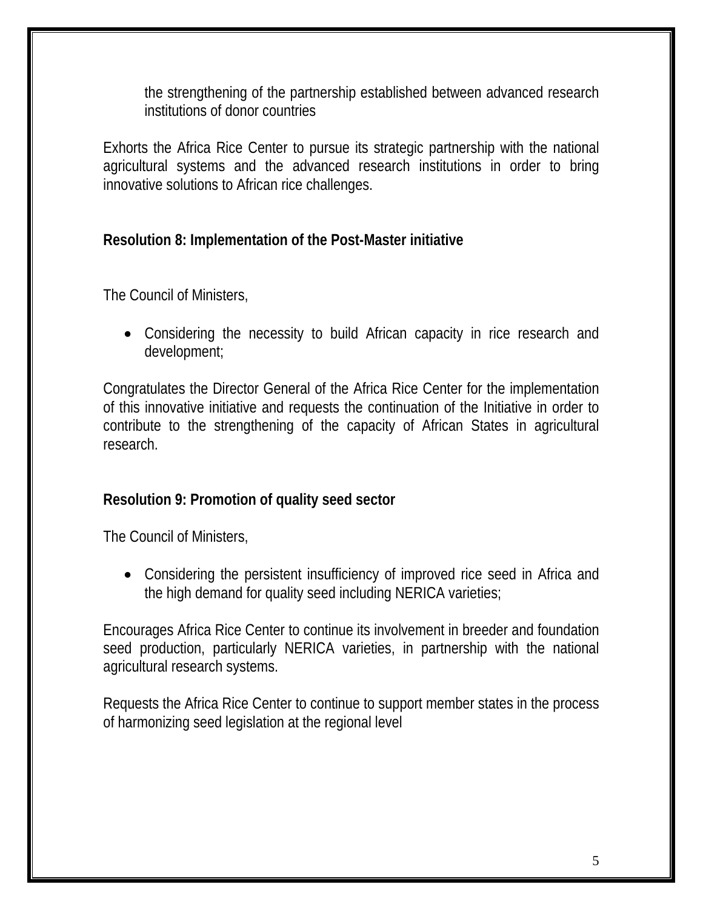the strengthening of the partnership established between advanced research institutions of donor countries

Exhorts the Africa Rice Center to pursue its strategic partnership with the national agricultural systems and the advanced research institutions in order to bring innovative solutions to African rice challenges.

**Resolution 8: Implementation of the Post-Master initiative**

The Council of Ministers,

- Considering the necessity to build African capacity in rice research and development;

Congratulates the Director General of the Africa Rice Center for the implementation of this innovative initiative and requests the continuation of the Initiative in order to contribute to the strengthening of the capacity of African States in agricultural research.

**Resolution 9: Promotion of quality seed sector**

The Council of Ministers,

- Considering the persistent insufficiency of improved rice seed in Africa and the high demand for quality seed including NERICA varieties;

Encourages Africa Rice Center to continue its involvement in breeder and foundation seed production, particularly NERICA varieties, in partnership with the national agricultural research systems.

Requests the Africa Rice Center to continue to support member states in the process of harmonizing seed legislation at the regional level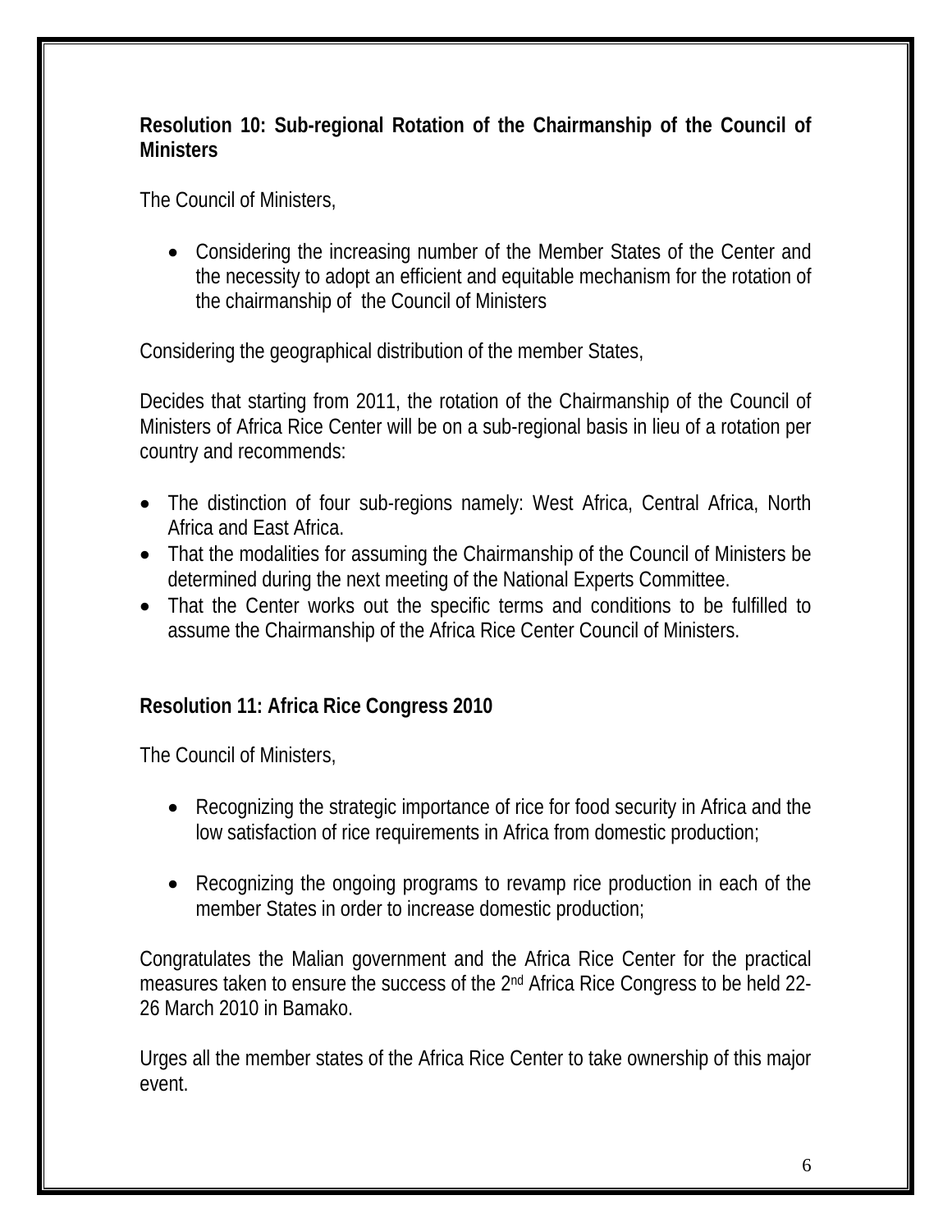**Resolution 10: Sub-regional Rotation of the Chairmanship of the Council of Ministers**

The Council of Ministers,

- Considering the increasing number of the Member States of the Center and the necessity to adopt an efficient and equitable mechanism for the rotation of the chairmanship of the Council of Ministers

Considering the geographical distribution of the member States,

Decides that starting from 2011, the rotation of the Chairmanship of the Council of Ministers of Africa Rice Center will be on a sub-regional basis in lieu of a rotation per country and recommends:

- The distinction of four sub-regions namely: West Africa, Central Africa, North Africa and East Africa.
- That the modalities for assuming the Chairmanship of the Council of Ministers be determined during the next meeting of the National Experts Committee.
- That the Center works out the specific terms and conditions to be fulfilled to assume the Chairmanship of the Africa Rice Center Council of Ministers.

**Resolution 11: Africa Rice Congress 2010**

The Council of Ministers,

- Recognizing the strategic importance of rice for food security in Africa and the low satisfaction of rice requirements in Africa from domestic production;

- Recognizing the ongoing programs to revamp rice production in each of the member States in order to increase domestic production;

Congratulates the Malian government and the Africa Rice Center for the practical measures taken to ensure the success of the 2nd Africa Rice Congress to be held 22-26 March 2010 in Bamako.

Urges all the member states of the Africa Rice Center to take ownership of this major event.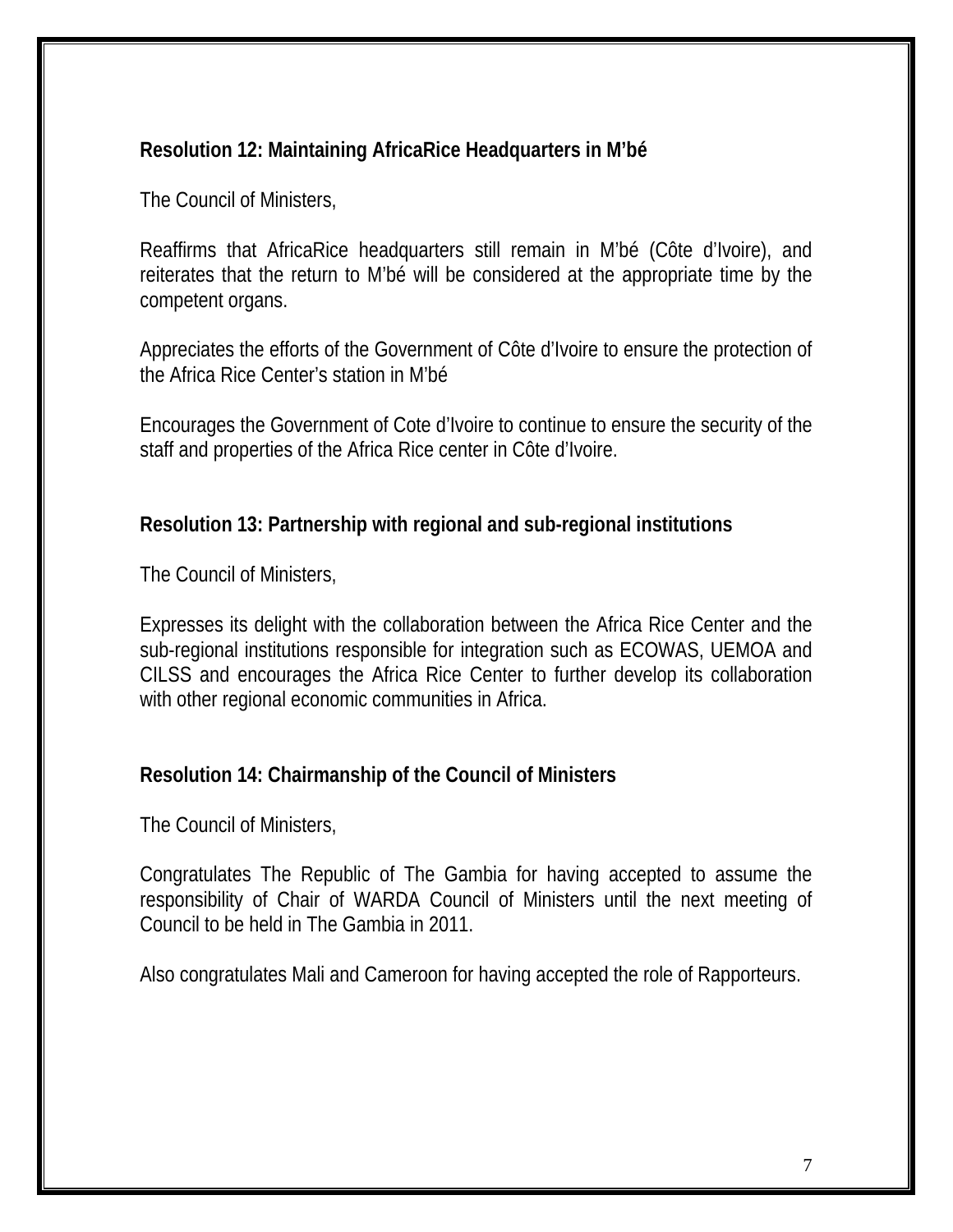**Resolution 12: Maintaining AfricaRice Headquarters in M'bé**

The Council of Ministers,

Reaffirms that AfricaRice headquarters still remain in M'bé (Côte d'Ivoire), and reiterates that the return to M'bé will be considered at the appropriate time by the competent organs.

Appreciates the efforts of the Government of Côte d'Ivoire to ensure the protection of the Africa Rice Center's station in M'bé

Encourages the Government of Cote d'Ivoire to continue to ensure the security of the staff and properties of the Africa Rice center in Côte d'Ivoire.

**Resolution 13: Partnership with regional and sub-regional institutions**

The Council of Ministers,

Expresses its delight with the collaboration between the Africa Rice Center and the sub-regional institutions responsible for integration such as ECOWAS, UEMOA and CILSS and encourages the Africa Rice Center to further develop its collaboration with other regional economic communities in Africa.

**Resolution 14: Chairmanship of the Council of Ministers**

The Council of Ministers,

Congratulates The Republic of The Gambia for having accepted to assume the responsibility of Chair of WARDA Council of Ministers until the next meeting of Council to be held in The Gambia in 2011.

Also congratulates Mali and Cameroon for having accepted the role of Rapporteurs.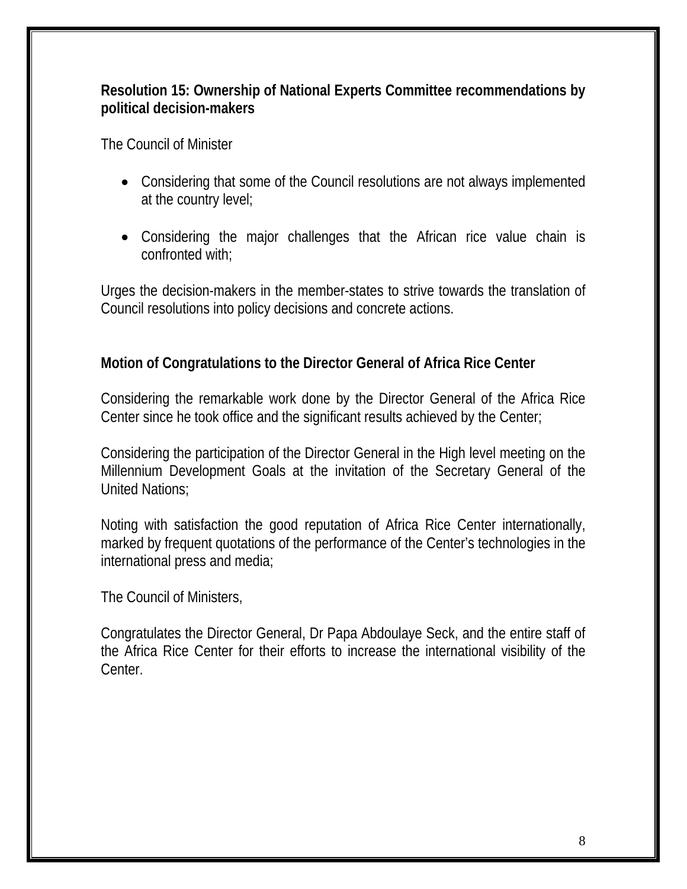**Resolution 15: Ownership of National Experts Committee recommendations by political decision-makers**

The Council of Minister

- Considering that some of the Council resolutions are not always implemented at the country level;
- Considering the major challenges that the African rice value chain is confronted with;

Urges the decision-makers in the member-states to strive towards the translation of Council resolutions into policy decisions and concrete actions.

**Motion of Congratulations to the Director General of Africa Rice Center**

Considering the remarkable work done by the Director General of the Africa Rice Center since he took office and the significant results achieved by the Center;

Considering the participation of the Director General in the High level meeting on the Millennium Development Goals at the invitation of the Secretary General of the United Nations;

Noting with satisfaction the good reputation of Africa Rice Center internationally, marked by frequent quotations of the performance of the Center's technologies in the international press and media;

The Council of Ministers,

Congratulates the Director General, Dr Papa Abdoulaye Seck, and the entire staff of the Africa Rice Center for their efforts to increase the international visibility of the Center.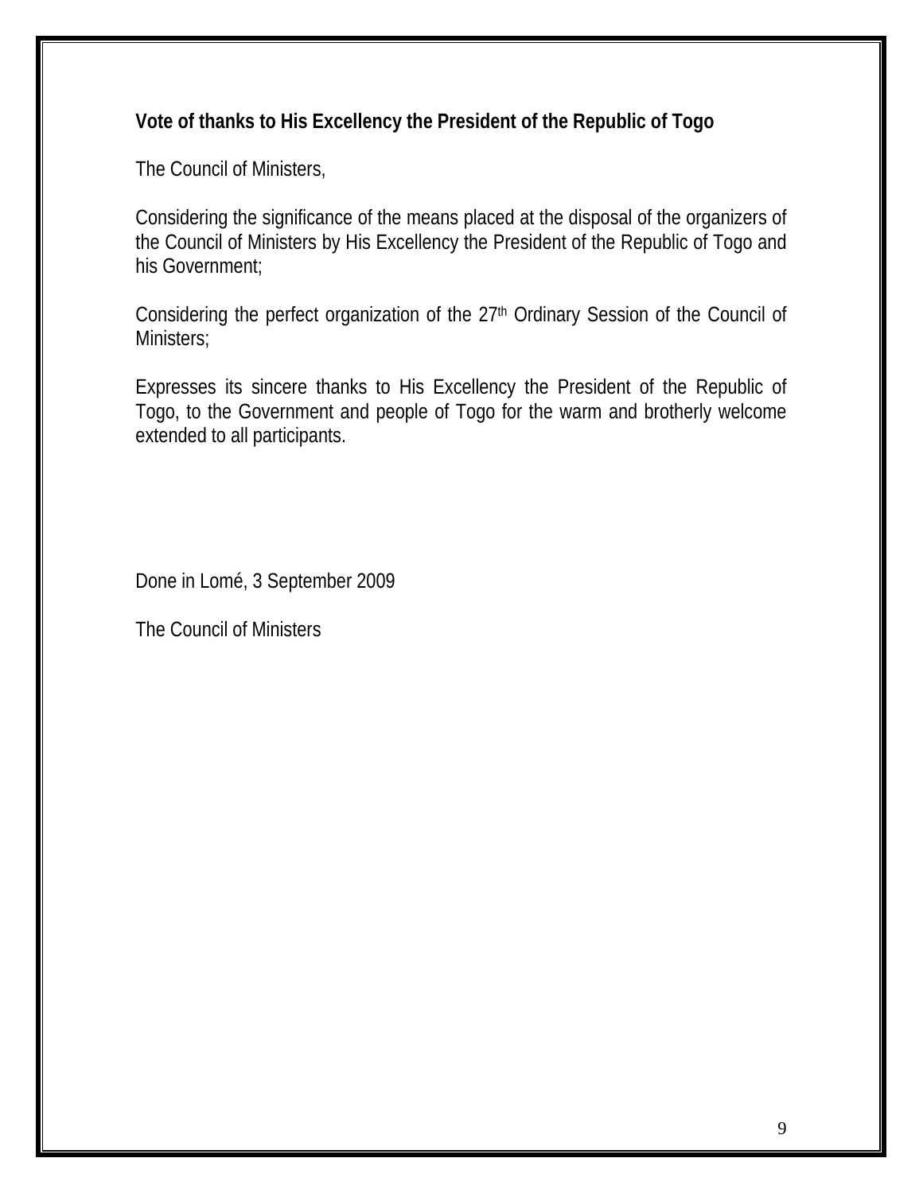**Vote of thanks to His Excellency the President of the Republic of Togo**

The Council of Ministers,

Considering the significance of the means placed at the disposal of the organizers of the Council of Ministers by His Excellency the President of the Republic of Togo and his Government;

Considering the perfect organization of the 27th Ordinary Session of the Council of Ministers;

Expresses its sincere thanks to His Excellency the President of the Republic of Togo, to the Government and people of Togo for the warm and brotherly welcome extended to all participants.

Done in Lomé, 3 September 2009

The Council of Ministers